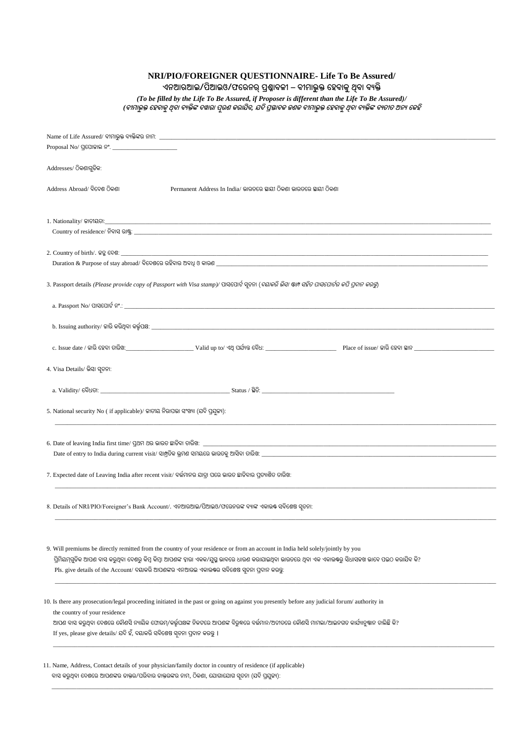## NRI/PIO/FOREIGNER QUESTIONNAIRE- Life To Be Assured/
## ଏନଆରଆଇ/ପିଆଇଓ/ଫରେନର୍ ପ୍ରଶ୍ନାବଳୀ – ବୀମାଭୁକ୍ତ ହେବାକୁ ଥିବା ବ୍ୟକ୍ତି

*(To be filled by the Life To Be Assured, if Proposer is different than the Life To Be Assured)/*
*(ବୀମାଭୁକ୍ତ ହେବାକୁ ଥିବା ବ୍ୟକ୍ତିଙ୍କ ଦ୍ୱାରା ପୂରଣ କରାଯିବ, ଯଦି ପ୍ରସ୍ତାବକ ଜଣକ ବୀମାଭୁକ୍ତ ହେବାକୁ ଥିବା ବ୍ୟକ୍ତିଙ୍କ ବ୍ୟତୀତ ଅନ୍ୟ କେହି*

Name of Life Assured/ ବୀମାଭୁକ୍ତ ବ୍ୟକ୍ତିଙ୍କର ନାମ: ____________________

Proposal No/ ପ୍ରପୋଜାଲ ନଂ. ____________________

Addresses/ ଠିକଣାଗୁଡ଼ିକ:

Address Abroad/ ବିଦେଶ ଠିକଣା          Permanent Address In India/ ଭାରତରେ ସ୍ଥାୟୀ ଠିକଣା ଭାରତରେ ସ୍ଥାୟୀ ଠିକଣା

1. Nationality/ ଜାତୀୟତା: ____________________
   Country of residence/ ନିବାସ ରାଷ୍ଟ୍ର: ____________________

2. Country of birth/. ଜନ୍ମ ଦେଶ: ____________________
   Duration & Purpose of stay abroad/ ବିଦେଶରେ ରହିବାର ଅବଧି ଓ କାରଣ ____________________

3. Passport details *(Please provide copy of Passport with Visa stamp)*/ ପାସପୋର୍ଟ ସୂଚନା (*ଦୟାକରି ଭିସା ଷ୍ଟାମ୍ପ ସହିତ ପାସପୋର୍ଟର କପି ପ୍ରଦାନ କରନ୍ତୁ*)

   a. Passport No/ ପାସପୋର୍ଟ ନଂ.: ____________________

   b. Issuing authority/ ଜାରି କରିଥିବା କର୍ତ୍ତୃପକ୍ଷ: ____________________

   c. Issue date / ଜାରି ହେବା ତାରିଖ: ____________ Valid up to/ ଏଥି ପର୍ଯ୍ୟନ୍ତ ବୈଧ: ____________ Place of issue/ ଜାରି ହେବା ସ୍ଥାନ ____________

4. Visa Details/ ଭିସା ସୂଚନା:

   a. Validity/ ବୈଧତା: ____________________ Status / ସ୍ଥିତି: ____________________

5. National security No ( if applicable)/ ଜାତୀୟ ନିରାପତ୍ତା ସଂଖ୍ୟା (ଯଦି ପ୍ରଯୁଜ୍ୟ):
   ____________________

6. Date of leaving India first time/ ପ୍ରଥମ ଥର ଭାରତ ଛାଡିବା ତାରିଖ: ____________________
   Date of entry to India during current visit/ ସାମ୍ପ୍ରତିକ ଭ୍ରମଣ ସମୟରେ ଭାରତକୁ ଆସିବା ତାରିଖ: ____________________

7. Expected date of Leaving India after recent visit/ ବର୍ତ୍ତମାନର ଯାତ୍ରା ପରେ ଭାରତ ଛାଡିବାର ପ୍ରତ୍ୟାଶିତ ତାରିଖ:
   ____________________

8. Details of NRI/PIO/Foreigner's Bank Account/. ଏନଆରଆଇ/ପିଆଇଓ/ଫରେନରଙ୍କ ବ୍ୟାଙ୍କ ଏକାଉଣ୍ଟ ସବିଶେଷ ସୂଚନା:
   ____________________

9. Will premiums be directly remitted from the country of your residence or from an account in India held solely/jointly by you
   ପ୍ରିମିୟମଗୁଡ଼ିକ ଆପଣ ବାସ କରୁଥିବା ଦେଶରୁ କିମ୍ବା ଆପଣଙ୍କ ଦ୍ୱାରା ଏକକ/ଯୁଗ୍ମ ଭାବରେ ଧାରଣ କରାଯାଇଥିବା ଭାରତରେ ଥିବା ଏକ ଏକାଉଣ୍ଟରୁ ସିଧାସଳଖ ଭାବେ ପଇଠ କରାଯିବ କି?
   Pls. give details of the Account/ ଦୟାକରି ଆପଣଙ୍କର ଏନଆରଇ ଏକାଉଣ୍ଟର ସବିଶେଷ ସୂଚନା ପ୍ରଦାନ କରନ୍ତୁ:
   ____________________

10. Is there any prosecution/legal proceeding initiated in the past or going on against you presently before any judicial forum/ authority in the country of your residence
    ଆପଣ ବାସ କରୁଥିବା ଦେଶରେ କୌଣସି ନ୍ୟାୟିକ ଫୋରମ୍/କର୍ତ୍ତୃପକ୍ଷଙ୍କ ନିକଟରେ ଆପଣଙ୍କ ବିରୁଦ୍ଧରେ ବର୍ତ୍ତମାନ/ଅତୀତରେ କୌଣସି ମାମଲା/ଆଇନଗତ କାର୍ଯ୍ୟାନୁଷ୍ଠାନ ଚାଲିଛି କି?
    If yes, please give details/ ଯଦି ହଁ, ଦୟାକରି ସବିଶେଷ ସୂଚନା ପ୍ରଦାନ କରନ୍ତୁ ।
    ____________________

11. Name, Address, Contact details of your physician/family doctor in country of residence (if applicable)
    ବାସ କରୁଥିବା ଦେଶରେ ଆପଣଙ୍କର ଡାକ୍ତର/ପରିବାର ଡାକ୍ତରଙ୍କର ନାମ, ଠିକଣା, ଯୋଗାଯୋଗ ସୂଚନା (ଯଦି ପ୍ରଯୁଜ୍ୟ):
    ____________________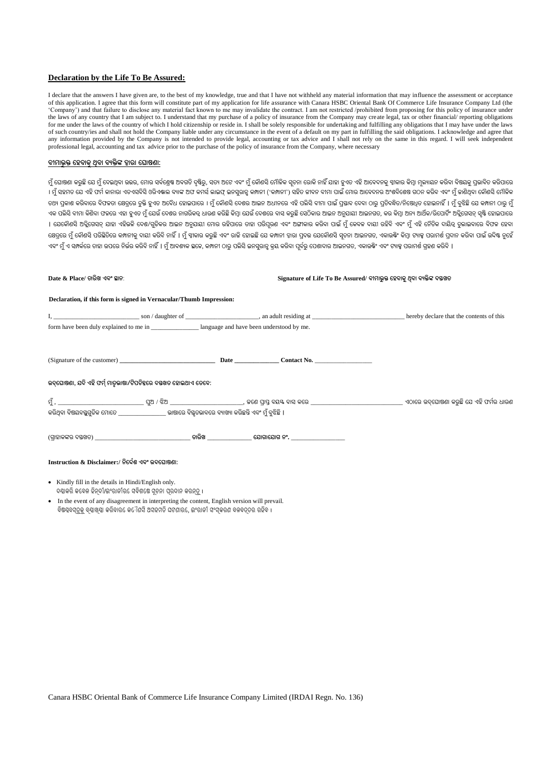## Declaration by the Life To Be Assured:

I declare that the answers I have given are, to the best of my knowledge, true and that I have not withheld any material information that may influence the assessment or acceptance of this application. I agree that this form will constitute part of my application for life assurance with Canara HSBC Oriental Bank Of Commerce Life Insurance Company Ltd (the 'Company') and that failure to disclose any material fact known to me may invalidate the contract. I am not restricted /prohibited from proposing for this policy of insurance under the laws of any country that I am subject to. I understand that my purchase of a policy of insurance from the Company may create legal, tax or other financial/ reporting obligations for me under the laws of the country of which I hold citizenship or reside in. I shall be solely responsible for undertaking and fulfilling any obligations that I may have under the laws of such country/ies and shall not hold the Company liable under any circumstance in the event of a default on my part in fulfilling the said obligations. I acknowledge and agree that any information provided by the Company is not intended to provide legal, accounting or tax advice and I shall not rely on the same in this regard. I will seek independent professional legal, accounting and tax advice prior to the purchase of the policy of insurance from the Company, where necessary

## ବୀମାଭୁକ୍ତ ହେବାକୁ ଥିବା ବ୍ୟକ୍ତିଙ୍କ ଦ୍ୱାରା ଘୋଷଣା:

ମୁଁ ଘୋଷଣା କରୁଛି ଯେ ମୁଁ ଦେଇଥିବା ଉତ୍ତର, ମୋର ସର୍ବଶ୍ରେଷ୍ଠ ଅବଗତି ଦୃଷ୍ଟିରୁ, ସତ୍ୟ ଅଟେ ଏବଂ ମୁଁ କୌଣସି ମୌଳିକ ସୂଚନା ରୋକି ନାହିଁ ଯାହା ହୁଏତ ଏହି ଆବେଦନକୁ ସ୍ୱୀକାର କିମ୍ବା ମୂଲ୍ୟାୟନ କରିବା ବିଷୟକୁ ପ୍ରଭାବିତ କରିପାରେ । ମୁଁ ସହମତ ଯେ ଏହି ଫର୍ମ କାନାରା ଏଚଏସବିସି ଓରିଏଣ୍ଟାଲ ବ୍ୟାଙ୍କ ଅଫ କମର୍ସ ଲାଇଫ୍ ଇନସୁରାନ୍ସ କମ୍ପାନୀ ('କମ୍ପାନୀ') ସହିତ ଜୀବନ ବୀମା ପାଇଁ ମୋର ଆବେଦନର ଅଂଶବିଶେଷ ଗଠନ କରିବ ଏବଂ ମୁଁ ଜାଣିଥିବା କୌଣସି ମୌଳିକ ତଥ୍ୟ ପ୍ରକାଶ କରିବାରେ ବିଫଳତା କ୍ଷେତ୍ରରେ ଚୁକ୍ତି ହୁଏତ ଅବୈଧ ହୋଇପାରେ । ମୁଁ କୌଣସି ଦେଶର ଆଇନ ଅଧୀନରେ ଏହି ପଲିସି ବୀମା ପାଇଁ ପ୍ରସ୍ତାବ ଦେବା ଠାରୁ ପ୍ରତିବନ୍ଧିତ/ନିଷେଧିତ ହୋଇନାହିଁ । ମୁଁ ବୁଝିଛି ଯେ କମ୍ପାନୀ ଠାରୁ ମୁଁ ଏକ ପଲିସି ବୀମା କିଣିବା ଫଳରେ ଏହା ହୁଏତ ମୁଁ ଯେଉଁ ଦେଶର ନାଗରିକତ୍ୱ ଧାରଣ କରିଛି କିମ୍ବା ଯେଉଁ ଦେଶରେ ବାସ କରୁଛି ସେଠିକାର ଆଇନ ଅନୁଯାୟୀ ଆଇନଗତ, କର କିମ୍ବା ଅନ୍ୟ ଆର୍ଥିକ/ରିପୋର୍ଟିଂ ଅବ୍ଲିଗେସନ୍ ସୃଷ୍ଟି ହୋଇପାରେ । ଯେକୌଣସି ଅବ୍ଲିଗେସନ୍ ଯାହା ଏହିଭଳି ଦେଶ/ଗୁଡିକର ଆଇନ ଅନୁଯାୟୀ ମୋର ରହିପାରେ ତାହା ପରିପୂରଣ ଏବଂ ଅଙ୍ଗୀକାର କରିବା ପାଇଁ ମୁଁ କେବଳ ଦାୟୀ ରହିବି ଏବଂ ମୁଁ ଏହି ନୈତିକ ଦାୟିତ୍ୱ ତୁଲାଇବାରେ ବିଫଳ ହେବା କ୍ଷେତ୍ରରେ ମୁଁ କୌଣସି ପରିସ୍ଥିତିରେ କମ୍ପାନୀକୁ ଦାୟୀ କରିବି ନାହିଁ । ମୁଁ ସ୍ୱୀକାର କରୁଛି ଏବଂ ରାଜି ହୋଇଛି ଯେ କମ୍ପାନୀ ଦ୍ୱାରା ପ୍ରଦତ୍ତ ଯେକୌଣସି ସୂଚନା ଆଇନଗତ, ଏକାଉଣ୍ଟିଂ କିମ୍ବା ଟ୍ୟାକ୍ସ ପରାମର୍ଶ ପ୍ରଦାନ କରିବା ପାଇଁ ଉଦ୍ଦିଷ୍ଟ ନୁହେଁ ଏବଂ ମୁଁ ଏ ସମ୍ପର୍କରେ ତାହା ଉପରେ ନିର୍ଭର କରିବି ନାହିଁ । ମୁଁ ଆବଶ୍ୟକ ସ୍ଥଳେ, କମ୍ପାନୀ ଠାରୁ ପଲିସି ଇନସୁରାନ୍ସ କ୍ରୟ କରିବା ପୂର୍ବରୁ ପେଶାଦାର ଆଇନଗତ, ଏକାଉଣ୍ଟିଂ ଏବଂ ଟ୍ୟାକ୍ସ ପରାମର୍ଶ ଗ୍ରହଣ କରିବି ।

**Date & Place/ ତାରିଖ ଏବଂ ସ୍ଥାନ**: **Signature of Life To Be Assured/ ବୀମାଭୁକ୍ତ ହେବାକୁ ଥିବା ବ୍ୟକ୍ତିଙ୍କ ଦସ୍ତଖତ**

**Declaration, if this form is signed in Vernacular/Thumb Impression:**

I, ___________________________ son / daughter of _______________________, an adult residing at _____________________________ hereby declare that the contents of this form have been duly explained to me in _______________ language and have been understood by me.

(Signature of the customer) ______________________________ **Date** ______________ **Contact No.** __________________

**ଉଦ୍‌ଘୋଷଣା, ଯଦି ଏହି ଫର୍ମ୍ ମାତୃଭାଷା/ଟିପଚିହ୍ନରେ ଦସ୍ତଖତ ହୋଇଥାଏ ତେବେ:**

ମୁଁ , ____________________________ ପୁଅ / ଝିଅ _______________________, ଜଣେ ପ୍ରାପ୍ତ ବୟସ୍କ ବାସ କରେ _____________________________ ଏଠାରେ ଉଦ୍‌ଘୋଷଣା କରୁଛି ଯେ ଏହି ଫର୍ମର ଧାରଣ କରିଥିବା ବିଷୟବସ୍ତୁଗୁଡିକ ମୋତେ _______________ ଭାଷାରେ ବିସ୍ତୃତଭାବରେ ବ୍ୟାଖ୍ୟା କରିଛନ୍ତି ଏବଂ ମୁଁ ବୁଝିଛି ।

(ଗ୍ରାହକଙ୍କର ଦସ୍ତଖତ) ______________________________ **ତାରିଖ** ______________ **ଯୋଗାଯୋଗ ନଂ.** ________________

**Instruction & Disclaimer:/ ନିର୍ଦ୍ଦେଶ ଏବଂ ଭଦଘୋଷଣା:**

- Kindly fill in the details in Hindi/English only.
  ଦୟାକରି କେବେଳ ହିନ୍ଦୀ/ଇଂରାଜୀରେ ସବିଶେଷ ସୂଚନା ପ୍ରଦାନ କରନ୍ତୁ ।
- In the event of any disagreement in interpreting the content, English version will prevail.
  ବିଷୟବସ୍ତୁକୁ ବ୍ୟାଖ୍ୟା କରିବାରେ କୌଣସି ଅସହମତି ଘଟଣାରେ, ଇଂରାଜୀ ସଂସ୍କରଣ ବଳବତ୍ତର ରହିବ ।

Canara HSBC Oriental Bank of Commerce Life Insurance Company Limited (IRDAI Regn. No. 136)